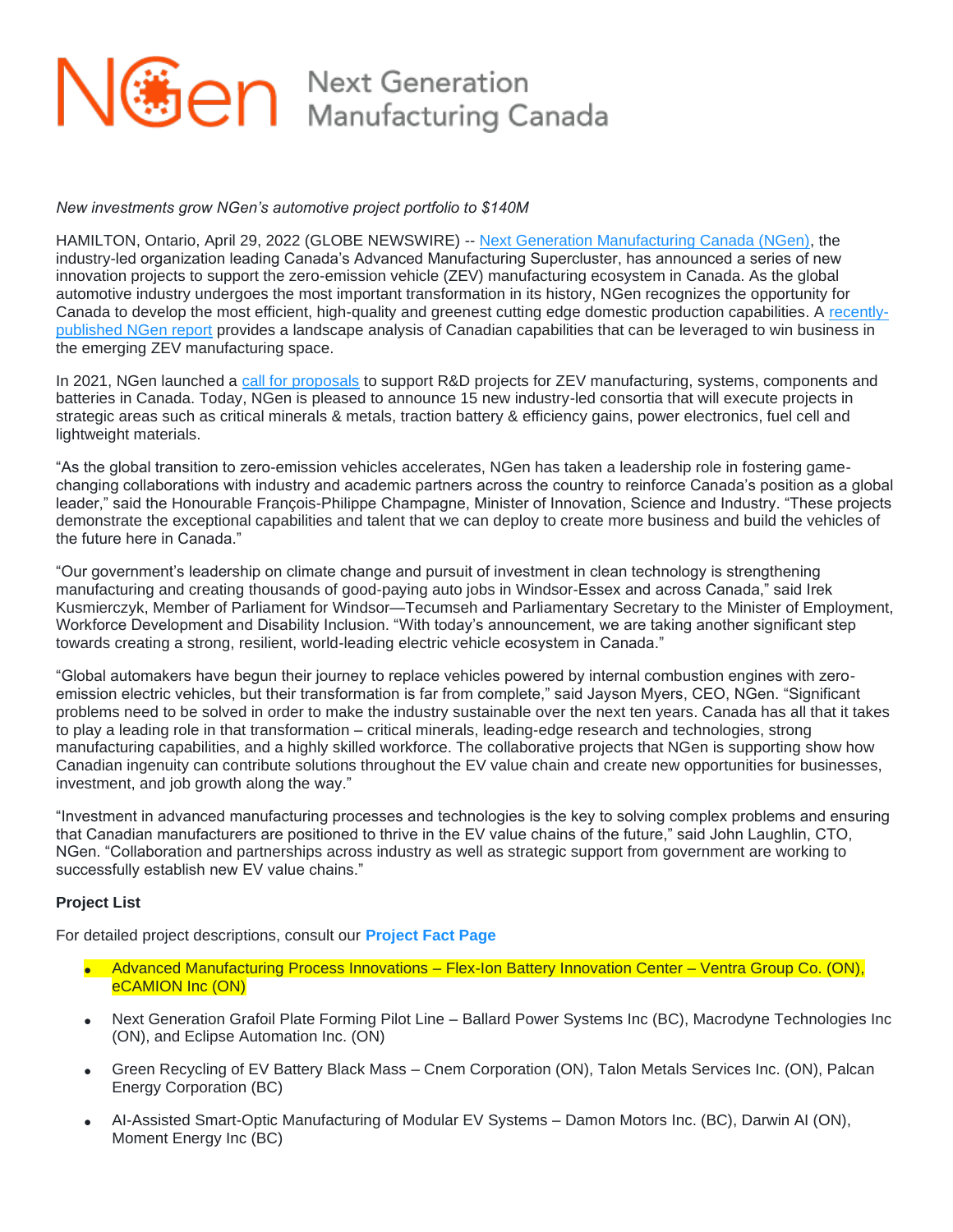# NGen Next Generation Manufacturing Canada

*New investments grow NGen's automotive project portfolio to $140M*

HAMILTON, Ontario, April 29, 2022 (GLOBE NEWSWIRE) -- Next Generation Manufacturing Canada (NGen), the industry-led organization leading Canada's Advanced Manufacturing Supercluster, has announced a series of new innovation projects to support the zero-emission vehicle (ZEV) manufacturing ecosystem in Canada. As the global automotive industry undergoes the most important transformation in its history, NGen recognizes the opportunity for Canada to develop the most efficient, high-quality and greenest cutting edge domestic production capabilities. A recently-published NGen report provides a landscape analysis of Canadian capabilities that can be leveraged to win business in the emerging ZEV manufacturing space.

In 2021, NGen launched a call for proposals to support R&D projects for ZEV manufacturing, systems, components and batteries in Canada. Today, NGen is pleased to announce 15 new industry-led consortia that will execute projects in strategic areas such as critical minerals & metals, traction battery & efficiency gains, power electronics, fuel cell and lightweight materials.

"As the global transition to zero-emission vehicles accelerates, NGen has taken a leadership role in fostering game-changing collaborations with industry and academic partners across the country to reinforce Canada's position as a global leader," said the Honourable François-Philippe Champagne, Minister of Innovation, Science and Industry. "These projects demonstrate the exceptional capabilities and talent that we can deploy to create more business and build the vehicles of the future here in Canada."

"Our government's leadership on climate change and pursuit of investment in clean technology is strengthening manufacturing and creating thousands of good-paying auto jobs in Windsor-Essex and across Canada," said Irek Kusmierczyk, Member of Parliament for Windsor—Tecumseh and Parliamentary Secretary to the Minister of Employment, Workforce Development and Disability Inclusion. "With today's announcement, we are taking another significant step towards creating a strong, resilient, world-leading electric vehicle ecosystem in Canada."

"Global automakers have begun their journey to replace vehicles powered by internal combustion engines with zero-emission electric vehicles, but their transformation is far from complete," said Jayson Myers, CEO, NGen. "Significant problems need to be solved in order to make the industry sustainable over the next ten years. Canada has all that it takes to play a leading role in that transformation – critical minerals, leading-edge research and technologies, strong manufacturing capabilities, and a highly skilled workforce. The collaborative projects that NGen is supporting show how Canadian ingenuity can contribute solutions throughout the EV value chain and create new opportunities for businesses, investment, and job growth along the way."

"Investment in advanced manufacturing processes and technologies is the key to solving complex problems and ensuring that Canadian manufacturers are positioned to thrive in the EV value chains of the future," said John Laughlin, CTO, NGen. "Collaboration and partnerships across industry as well as strategic support from government are working to successfully establish new EV value chains."

**Project List**

For detailed project descriptions, consult our **Project Fact Page**

- Advanced Manufacturing Process Innovations – Flex-Ion Battery Innovation Center – Ventra Group Co. (ON), eCAMION Inc (ON)
- Next Generation Grafoil Plate Forming Pilot Line – Ballard Power Systems Inc (BC), Macrodyne Technologies Inc (ON), and Eclipse Automation Inc. (ON)
- Green Recycling of EV Battery Black Mass – Cnem Corporation (ON), Talon Metals Services Inc. (ON), Palcan Energy Corporation (BC)
- AI-Assisted Smart-Optic Manufacturing of Modular EV Systems – Damon Motors Inc. (BC), Darwin AI (ON), Moment Energy Inc (BC)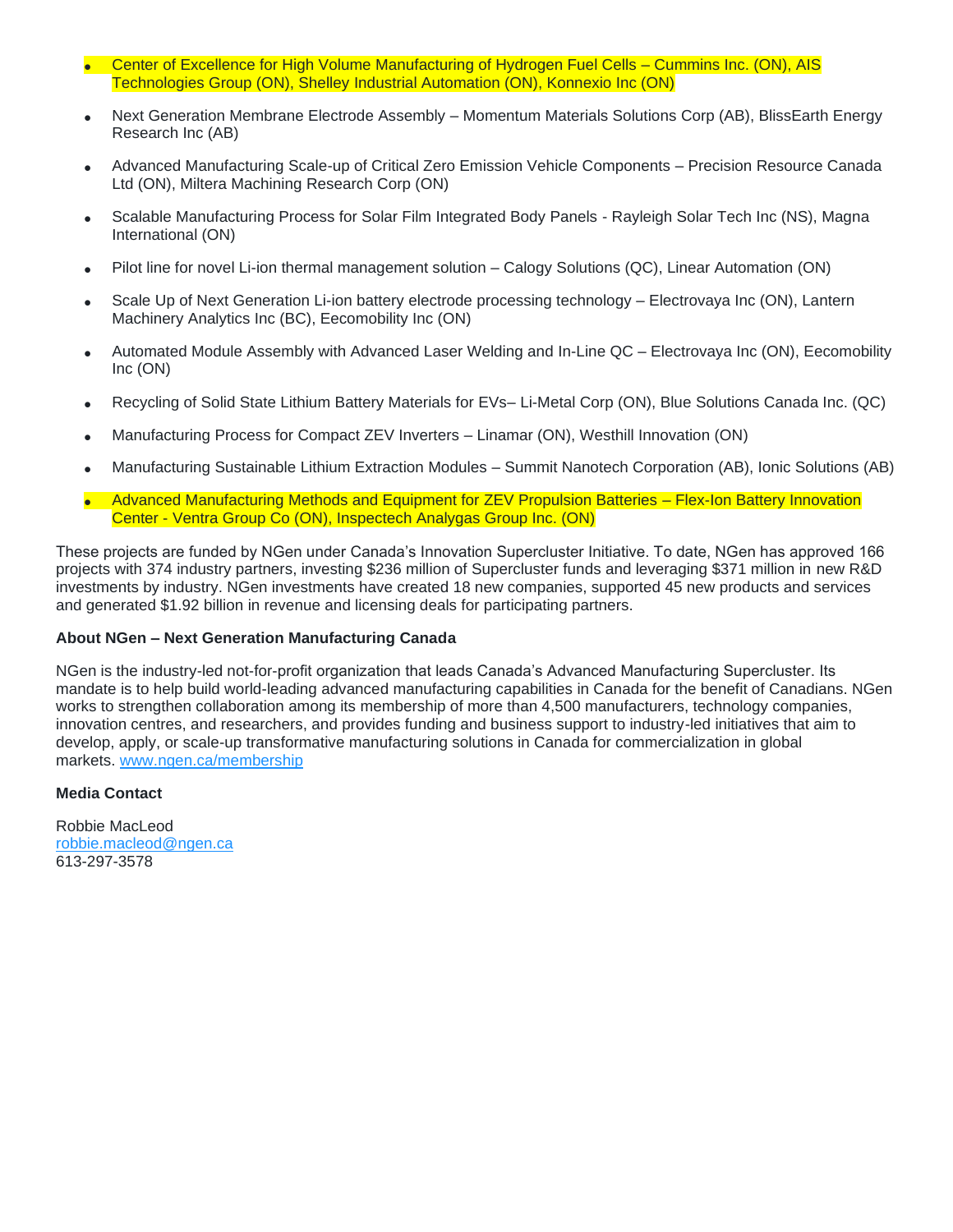- Center of Excellence for High Volume Manufacturing of Hydrogen Fuel Cells – Cummins Inc. (ON), AIS Technologies Group (ON), Shelley Industrial Automation (ON), Konnexio Inc (ON)
- Next Generation Membrane Electrode Assembly – Momentum Materials Solutions Corp (AB), BlissEarth Energy Research Inc (AB)
- Advanced Manufacturing Scale-up of Critical Zero Emission Vehicle Components – Precision Resource Canada Ltd (ON), Miltera Machining Research Corp (ON)
- Scalable Manufacturing Process for Solar Film Integrated Body Panels - Rayleigh Solar Tech Inc (NS), Magna International (ON)
- Pilot line for novel Li-ion thermal management solution – Calogy Solutions (QC), Linear Automation (ON)
- Scale Up of Next Generation Li-ion battery electrode processing technology – Electrovaya Inc (ON), Lantern Machinery Analytics Inc (BC), Eecomobility Inc (ON)
- Automated Module Assembly with Advanced Laser Welding and In-Line QC – Electrovaya Inc (ON), Eecomobility Inc (ON)
- Recycling of Solid State Lithium Battery Materials for EVs– Li-Metal Corp (ON), Blue Solutions Canada Inc. (QC)
- Manufacturing Process for Compact ZEV Inverters – Linamar (ON), Westhill Innovation (ON)
- Manufacturing Sustainable Lithium Extraction Modules – Summit Nanotech Corporation (AB), Ionic Solutions (AB)
- Advanced Manufacturing Methods and Equipment for ZEV Propulsion Batteries – Flex-Ion Battery Innovation Center - Ventra Group Co (ON), Inspectech Analygas Group Inc. (ON)

These projects are funded by NGen under Canada's Innovation Supercluster Initiative. To date, NGen has approved 166 projects with 374 industry partners, investing $236 million of Supercluster funds and leveraging $371 million in new R&D investments by industry. NGen investments have created 18 new companies, supported 45 new products and services and generated $1.92 billion in revenue and licensing deals for participating partners.

**About NGen – Next Generation Manufacturing Canada**

NGen is the industry-led not-for-profit organization that leads Canada's Advanced Manufacturing Supercluster. Its mandate is to help build world-leading advanced manufacturing capabilities in Canada for the benefit of Canadians. NGen works to strengthen collaboration among its membership of more than 4,500 manufacturers, technology companies, innovation centres, and researchers, and provides funding and business support to industry-led initiatives that aim to develop, apply, or scale-up transformative manufacturing solutions in Canada for commercialization in global markets. [www.ngen.ca/membership](http://www.ngen.ca/membership)

**Media Contact**

Robbie MacLeod
[robbie.macleod@ngen.ca](mailto:robbie.macleod@ngen.ca)
613-297-3578